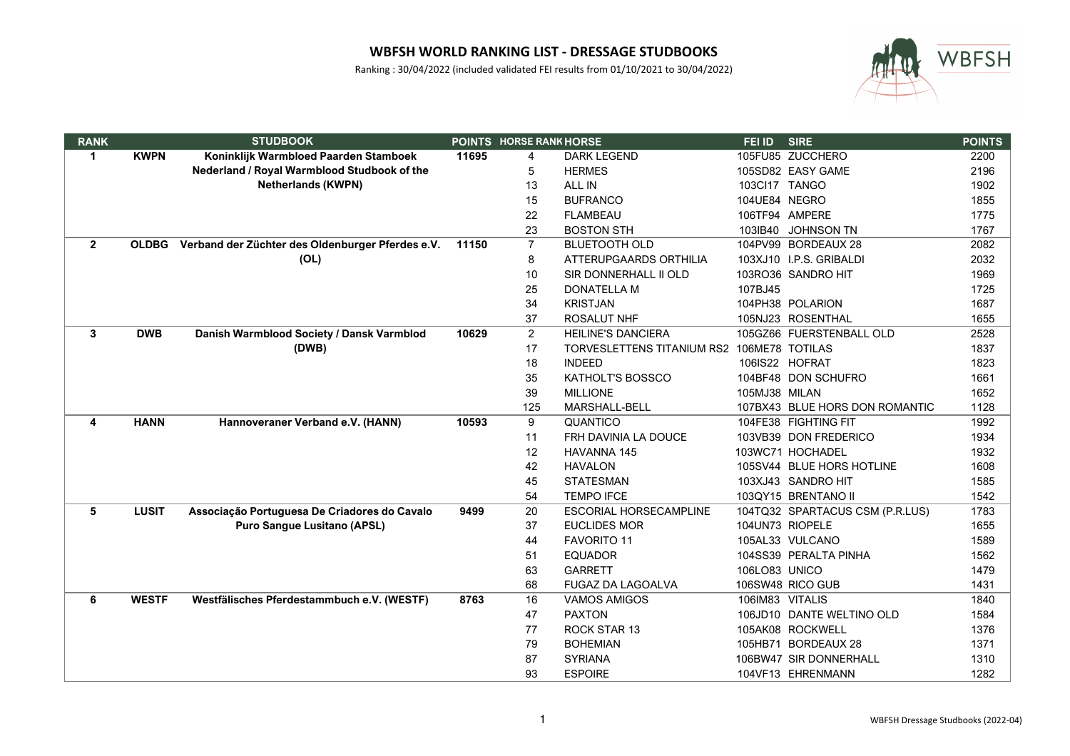# WBFSH WORLD RANKING LIST - DRESSAGE STUDBOOKS

Ranking : 30/04/2022 (included validated FEI results from 01/10/2021 to 30/04/2022)

| RANK | | STUDBOOK | POINTS | HORSE RANK | HORSE | FEI ID | SIRE | POINTS |
|---|---|---|---|---|---|---|---|---|
| 1 | KWPN | Koninklijk Warmbloed Paarden Stamboek Nederland / Royal Warmblood Studbook of the Netherlands (KWPN) | 11695 | 4 | DARK LEGEND | 105FU85 | ZUCCHERO | 2200 |
| | | | | 5 | HERMES | 105SD82 | EASY GAME | 2196 |
| | | | | 13 | ALL IN | 103CI17 | TANGO | 1902 |
| | | | | 15 | BUFRANCO | 104UE84 | NEGRO | 1855 |
| | | | | 22 | FLAMBEAU | 106TF94 | AMPERE | 1775 |
| | | | | 23 | BOSTON STH | 103IB40 | JOHNSON TN | 1767 |
| 2 | OLDBG | Verband der Züchter des Oldenburger Pferdes e.V. (OL) | 11150 | 7 | BLUETOOTH OLD | 104PV99 | BORDEAUX 28 | 2082 |
| | | | | 8 | ATTERUPGAARDS ORTHILIA | 103XJ10 | I.P.S. GRIBALDI | 2032 |
| | | | | 10 | SIR DONNERHALL II OLD | 103RO36 | SANDRO HIT | 1969 |
| | | | | 25 | DONATELLA M | 107BJ45 | | 1725 |
| | | | | 34 | KRISTJAN | 104PH38 | POLARION | 1687 |
| | | | | 37 | ROSALUT NHF | 105NJ23 | ROSENTHAL | 1655 |
| 3 | DWB | Danish Warmblood Society / Dansk Varmblod (DWB) | 10629 | 2 | HEILINE'S DANCIERA | 105GZ66 | FUERSTENBALL OLD | 2528 |
| | | | | 17 | TORVESLETTENS TITANIUM RS2 | 106ME78 | TOTILAS | 1837 |
| | | | | 18 | INDEED | 106IS22 | HOFRAT | 1823 |
| | | | | 35 | KATHOLT'S BOSSCO | 104BF48 | DON SCHUFRO | 1661 |
| | | | | 39 | MILLIONE | 105MJ38 | MILAN | 1652 |
| | | | | 125 | MARSHALL-BELL | 107BX43 | BLUE HORS DON ROMANTIC | 1128 |
| 4 | HANN | Hannoveraner Verband e.V. (HANN) | 10593 | 9 | QUANTICO | 104FE38 | FIGHTING FIT | 1992 |
| | | | | 11 | FRH DAVINIA LA DOUCE | 103VB39 | DON FREDERICO | 1934 |
| | | | | 12 | HAVANNA 145 | 103WC71 | HOCHADEL | 1932 |
| | | | | 42 | HAVALON | 105SV44 | BLUE HORS HOTLINE | 1608 |
| | | | | 45 | STATESMAN | 103XJ43 | SANDRO HIT | 1585 |
| | | | | 54 | TEMPO IFCE | 103QY15 | BRENTANO II | 1542 |
| 5 | LUSIT | Associação Portuguesa De Criadores do Cavalo Puro Sangue Lusitano (APSL) | 9499 | 20 | ESCORIAL HORSECAMPLINE | 104TQ32 | SPARTACUS CSM (P.R.LUS) | 1783 |
| | | | | 37 | EUCLIDES MOR | 104UN73 | RIOPELE | 1655 |
| | | | | 44 | FAVORITO 11 | 105AL33 | VULCANO | 1589 |
| | | | | 51 | EQUADOR | 104SS39 | PERALTA PINHA | 1562 |
| | | | | 63 | GARRETT | 106LO83 | UNICO | 1479 |
| | | | | 68 | FUGAZ DA LAGOALVA | 106SW48 | RICO GUB | 1431 |
| 6 | WESTF | Westfälisches Pferdestammbuch e.V. (WESTF) | 8763 | 16 | VAMOS AMIGOS | 106IM83 | VITALIS | 1840 |
| | | | | 47 | PAXTON | 106JD10 | DANTE WELTINO OLD | 1584 |
| | | | | 77 | ROCK STAR 13 | 105AK08 | ROCKWELL | 1376 |
| | | | | 79 | BOHEMIAN | 105HB71 | BORDEAUX 28 | 1371 |
| | | | | 87 | SYRIANA | 106BW47 | SIR DONNERHALL | 1310 |
| | | | | 93 | ESPOIRE | 104VF13 | EHRENMANN | 1282 |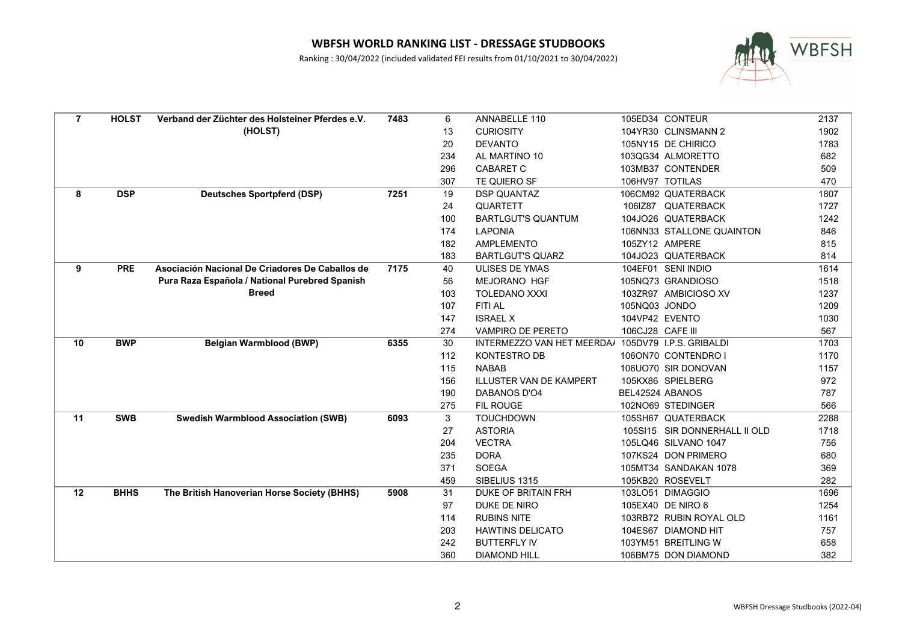## WBFSH WORLD RANKING LIST - DRESSAGE STUDBOOKS

Ranking : 30/04/2022 (included validated FEI results from 01/10/2021 to 30/04/2022)

| | | | | | | | |
|---|---|---|---|---|---|---|---|
| **7** | **HOLST** | **Verband der Züchter des Holsteiner Pferdes e.V. (HOLST)** | **7483** | 6 | ANNABELLE 110 | 105ED34 CONTEUR | 2137 |
| | | | | 13 | CURIOSITY | 104YR30 CLINSMANN 2 | 1902 |
| | | | | 20 | DEVANTO | 105NY15 DE CHIRICO | 1783 |
| | | | | 234 | AL MARTINO 10 | 103QG34 ALMORETTO | 682 |
| | | | | 296 | CABARET C | 103MB37 CONTENDER | 509 |
| | | | | 307 | TE QUIERO SF | 106HV97 TOTILAS | 470 |
| **8** | **DSP** | **Deutsches Sportpferd (DSP)** | **7251** | 19 | DSP QUANTAZ | 106CM92 QUATERBACK | 1807 |
| | | | | 24 | QUARTETT | 106IZ87 QUATERBACK | 1727 |
| | | | | 100 | BARTLGUT'S QUANTUM | 104JO26 QUATERBACK | 1242 |
| | | | | 174 | LAPONIA | 106NN33 STALLONE QUAINTON | 846 |
| | | | | 182 | AMPLEMENTO | 105ZY12 AMPERE | 815 |
| | | | | 183 | BARTLGUT'S QUARZ | 104JO23 QUATERBACK | 814 |
| **9** | **PRE** | **Asociación Nacional De Criadores De Caballos de Pura Raza Española / National Purebred Spanish Breed** | **7175** | 40 | ULISES DE YMAS | 104EF01 SENI INDIO | 1614 |
| | | | | 56 | MEJORANO HGF | 105NQ73 GRANDIOSO | 1518 |
| | | | | 103 | TOLEDANO XXXI | 103ZR97 AMBICIOSO XV | 1237 |
| | | | | 107 | FITI AL | 105NQ03 JONDO | 1209 |
| | | | | 147 | ISRAEL X | 104VP42 EVENTO | 1030 |
| | | | | 274 | VAMPIRO DE PERETO | 106CJ28 CAFE III | 567 |
| **10** | **BWP** | **Belgian Warmblood (BWP)** | **6355** | 30 | INTERMEZZO VAN HET MEERDA/ | 105DV79 I.P.S. GRIBALDI | 1703 |
| | | | | 112 | KONTESTRO DB | 106ON70 CONTENDRO I | 1170 |
| | | | | 115 | NABAB | 106UO70 SIR DONOVAN | 1157 |
| | | | | 156 | ILLUSTER VAN DE KAMPERT | 105KX86 SPIELBERG | 972 |
| | | | | 190 | DABANOS D'O4 | BEL42524 ABANOS | 787 |
| | | | | 275 | FIL ROUGE | 102NO69 STEDINGER | 566 |
| **11** | **SWB** | **Swedish Warmblood Association (SWB)** | **6093** | 3 | TOUCHDOWN | 105SH67 QUATERBACK | 2288 |
| | | | | 27 | ASTORIA | 105SI15 SIR DONNERHALL II OLD | 1718 |
| | | | | 204 | VECTRA | 105LQ46 SILVANO 1047 | 756 |
| | | | | 235 | DORA | 107KS24 DON PRIMERO | 680 |
| | | | | 371 | SOEGA | 105MT34 SANDAKAN 1078 | 369 |
| | | | | 459 | SIBELIUS 1315 | 105KB20 ROSEVELT | 282 |
| **12** | **BHHS** | **The British Hanoverian Horse Society (BHHS)** | **5908** | 31 | DUKE OF BRITAIN FRH | 103LO51 DIMAGGIO | 1696 |
| | | | | 97 | DUKE DE NIRO | 105EX40 DE NIRO 6 | 1254 |
| | | | | 114 | RUBINS NITE | 103RB72 RUBIN ROYAL OLD | 1161 |
| | | | | 203 | HAWTINS DELICATO | 104ES67 DIAMOND HIT | 757 |
| | | | | 242 | BUTTERFLY IV | 103YM51 BREITLING W | 658 |
| | | | | 360 | DIAMOND HILL | 106BM75 DON DIAMOND | 382 |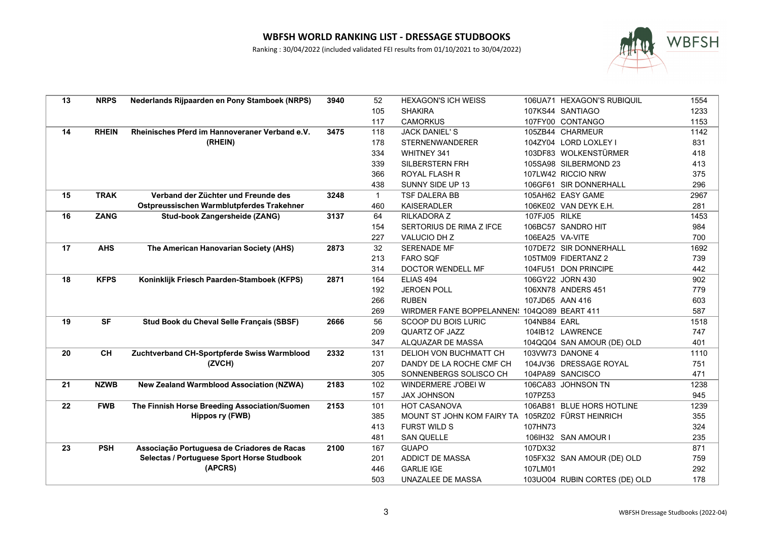# WBFSH WORLD RANKING LIST - DRESSAGE STUDBOOKS

Ranking : 30/04/2022 (included validated FEI results from 01/10/2021 to 30/04/2022)

| | | | | | | | |
|---|---|---|---|---|---|---|---|
| **13** | **NRPS** | **Nederlands Rijpaarden en Pony Stamboek (NRPS)** | **3940** | 52 | HEXAGON'S ICH WEISS | 106UA71 HEXAGON'S RUBIQUIL | 1554 |
| | | | | 105 | SHAKIRA | 107KS44 SANTIAGO | 1233 |
| | | | | 117 | CAMORKUS | 107FY00 CONTANGO | 1153 |
| **14** | **RHEIN** | **Rheinisches Pferd im Hannoveraner Verband e.V. (RHEIN)** | **3475** | 118 | JACK DANIEL' S | 105ZB44 CHARMEUR | 1142 |
| | | | | 178 | STERNENWANDERER | 104ZY04 LORD LOXLEY I | 831 |
| | | | | 334 | WHITNEY 341 | 103DF83 WOLKENSTÜRMER | 418 |
| | | | | 339 | SILBERSTERN FRH | 105SA98 SILBERMOND 23 | 413 |
| | | | | 366 | ROYAL FLASH R | 107LW42 RICCIO NRW | 375 |
| | | | | 438 | SUNNY SIDE UP 13 | 106GF61 SIR DONNERHALL | 296 |
| **15** | **TRAK** | **Verband der Züchter und Freunde des Ostpreussischen Warmblutpferdes Trakehner** | **3248** | 1 | TSF DALERA BB | 105AH62 EASY GAME | 2967 |
| | | | | 460 | KAISERADLER | 106KE02 VAN DEYK E.H. | 281 |
| **16** | **ZANG** | **Stud-book Zangersheide (ZANG)** | **3137** | 64 | RILKADORA Z | 107FJ05 RILKE | 1453 |
| | | | | 154 | SERTORIUS DE RIMA Z IFCE | 106BC57 SANDRO HIT | 984 |
| | | | | 227 | VALUCIO DH Z | 106EA25 VA-VITE | 700 |
| **17** | **AHS** | **The American Hanovarian Society (AHS)** | **2873** | 32 | SERENADE MF | 107DE72 SIR DONNERHALL | 1692 |
| | | | | 213 | FARO SQF | 105TM09 FIDERTANZ 2 | 739 |
| | | | | 314 | DOCTOR WENDELL MF | 104FU51 DON PRINCIPE | 442 |
| **18** | **KFPS** | **Koninklijk Friesch Paarden-Stamboek (KFPS)** | **2871** | 164 | ELIAS 494 | 106GY22 JORN 430 | 902 |
| | | | | 192 | JEROEN POLL | 106XN78 ANDERS 451 | 779 |
| | | | | 266 | RUBEN | 107JD65 AAN 416 | 603 |
| | | | | 269 | WIRDMER FAN'E BOPPELANNEN! | 104QO89 BEART 411 | 587 |
| **19** | **SF** | **Stud Book du Cheval Selle Français (SBSF)** | **2666** | 56 | SCOOP DU BOIS LURIC | 104NB84 EARL | 1518 |
| | | | | 209 | QUARTZ OF JAZZ | 104IB12 LAWRENCE | 747 |
| | | | | 347 | ALQUAZAR DE MASSA | 104QQ04 SAN AMOUR (DE) OLD | 401 |
| **20** | **CH** | **Zuchtverband CH-Sportpferde Swiss Warmblood (ZVCH)** | **2332** | 131 | DELIOH VON BUCHMATT CH | 103VW73 DANONE 4 | 1110 |
| | | | | 207 | DANDY DE LA ROCHE CMF CH | 104JV36 DRESSAGE ROYAL | 751 |
| | | | | 305 | SONNENBERGS SOLISCO CH | 104PA89 SANCISCO | 471 |
| **21** | **NZWB** | **New Zealand Warmblood Association (NZWA)** | **2183** | 102 | WINDERMERE J'OBEI W | 106CA83 JOHNSON TN | 1238 |
| | | | | 157 | JAX JOHNSON | 107PZ53 | 945 |
| **22** | **FWB** | **The Finnish Horse Breeding Association/Suomen Hippos ry (FWB)** | **2153** | 101 | HOT CASANOVA | 106AB81 BLUE HORS HOTLINE | 1239 |
| | | | | 385 | MOUNT ST JOHN KOM FAIRY TA | 105RZ02 FÜRST HEINRICH | 355 |
| | | | | 413 | FURST WILD S | 107HN73 | 324 |
| | | | | 481 | SAN QUELLE | 106IH32 SAN AMOUR I | 235 |
| **23** | **PSH** | **Associação Portuguesa de Criadores de Racas Selectas / Portuguese Sport Horse Studbook (APCRS)** | **2100** | 167 | GUAPO | 107DX32 | 871 |
| | | | | 201 | ADDICT DE MASSA | 105FX32 SAN AMOUR (DE) OLD | 759 |
| | | | | 446 | GARLIE IGE | 107LM01 | 292 |
| | | | | 503 | UNAZALEE DE MASSA | 103UO04 RUBIN CORTES (DE) OLD | 178 |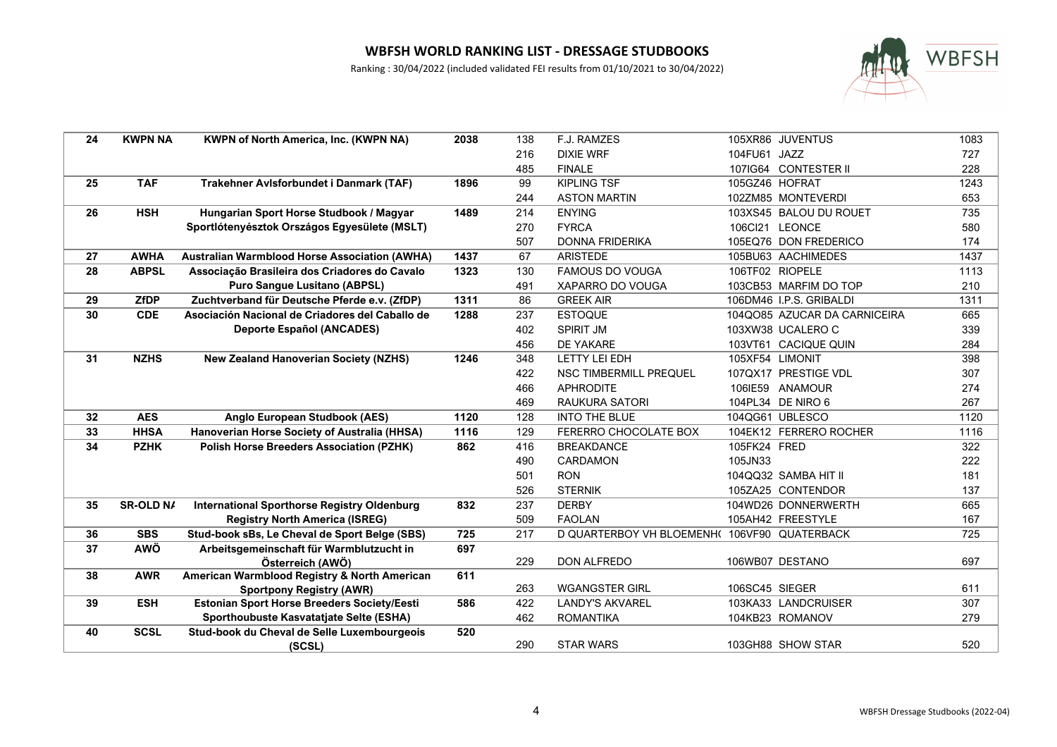# WBFSH WORLD RANKING LIST - DRESSAGE STUDBOOKS

Ranking : 30/04/2022 (included validated FEI results from 01/10/2021 to 30/04/2022)

| | | | | | | | | |
|---|---|---|---|---|---|---|---|---|
| **24** | **KWPN NA** | **KWPN of North America, Inc. (KWPN NA)** | **2038** | 138 | F.J. RAMZES | 105XR86 | JUVENTUS | 1083 |
| | | | | 216 | DIXIE WRF | 104FU61 | JAZZ | 727 |
| | | | | 485 | FINALE | 107IG64 | CONTESTER II | 228 |
| **25** | **TAF** | **Trakehner Avlsforbundet i Danmark (TAF)** | **1896** | 99 | KIPLING TSF | 105GZ46 | HOFRAT | 1243 |
| | | | | 244 | ASTON MARTIN | 102ZM85 | MONTEVERDI | 653 |
| **26** | **HSH** | **Hungarian Sport Horse Studbook / Magyar Sportlótenyésztok Országos Egyesülete (MSLT)** | **1489** | 214 | ENYING | 103XS45 | BALOU DU ROUET | 735 |
| | | | | 270 | FYRCA | 106CI21 | LEONCE | 580 |
| | | | | 507 | DONNA FRIDERIKA | 105EQ76 | DON FREDERICO | 174 |
| **27** | **AWHA** | **Australian Warmblood Horse Association (AWHA)** | **1437** | 67 | ARISTEDE | 105BU63 | AACHIMEDES | 1437 |
| **28** | **ABPSL** | **Associação Brasileira dos Criadores do Cavalo Puro Sangue Lusitano (ABPSL)** | **1323** | 130 | FAMOUS DO VOUGA | 106TF02 | RIOPELE | 1113 |
| | | | | 491 | XAPARRO DO VOUGA | 103CB53 | MARFIM DO TOP | 210 |
| **29** | **ZfDP** | **Zuchtverband für Deutsche Pferde e.v. (ZfDP)** | **1311** | 86 | GREEK AIR | 106DM46 | I.P.S. GRIBALDI | 1311 |
| **30** | **CDE** | **Asociación Nacional de Criadores del Caballo de Deporte Español (ANCADES)** | **1288** | 237 | ESTOQUE | 104QO85 | AZUCAR DA CARNICEIRA | 665 |
| | | | | 402 | SPIRIT JM | 103XW38 | UCALERO C | 339 |
| | | | | 456 | DE YAKARE | 103VT61 | CACIQUE QUIN | 284 |
| **31** | **NZHS** | **New Zealand Hanoverian Society (NZHS)** | **1246** | 348 | LETTY LEI EDH | 105XF54 | LIMONIT | 398 |
| | | | | 422 | NSC TIMBERMILL PREQUEL | 107QX17 | PRESTIGE VDL | 307 |
| | | | | 466 | APHRODITE | 106IE59 | ANAMOUR | 274 |
| | | | | 469 | RAUKURA SATORI | 104PL34 | DE NIRO 6 | 267 |
| **32** | **AES** | **Anglo European Studbook (AES)** | **1120** | 128 | INTO THE BLUE | 104QG61 | UBLESCO | 1120 |
| **33** | **HHSA** | **Hanoverian Horse Society of Australia (HHSA)** | **1116** | 129 | FERERRO CHOCOLATE BOX | 104EK12 | FERRERO ROCHER | 1116 |
| **34** | **PZHK** | **Polish Horse Breeders Association (PZHK)** | **862** | 416 | BREAKDANCE | 105FK24 | FRED | 322 |
| | | | | 490 | CARDAMON | 105JN33 | | 222 |
| | | | | 501 | RON | 104QQ32 | SAMBA HIT II | 181 |
| | | | | 526 | STERNIK | 105ZA25 | CONTENDOR | 137 |
| **35** | **SR-OLD N/** | **International Sporthorse Registry Oldenburg Registry North America (ISREG)** | **832** | 237 | DERBY | 104WD26 | DONNERWERTH | 665 |
| | | | | 509 | FAOLAN | 105AH42 | FREESTYLE | 167 |
| **36** | **SBS** | **Stud-book sBs, Le Cheval de Sport Belge (SBS)** | **725** | 217 | D QUARTERBOY VH BLOEMENH( | 106VF90 | QUATERBACK | 725 |
| **37** | **AWÖ** | **Arbeitsgemeinschaft für Warmblutzucht in Österreich (AWÖ)** | **697** | 229 | DON ALFREDO | 106WB07 | DESTANO | 697 |
| **38** | **AWR** | **American Warmblood Registry & North American Sportpony Registry (AWR)** | **611** | 263 | WGANGSTER GIRL | 106SC45 | SIEGER | 611 |
| **39** | **ESH** | **Estonian Sport Horse Breeders Society/Eesti Sporthoubuste Kasvatatjate Selte (ESHA)** | **586** | 422 | LANDY'S AKVAREL | 103KA33 | LANDCRUISER | 307 |
| | | | | 462 | ROMANTIKA | 104KB23 | ROMANOV | 279 |
| **40** | **SCSL** | **Stud-book du Cheval de Selle Luxembourgeois (SCSL)** | **520** | 290 | STAR WARS | 103GH88 | SHOW STAR | 520 |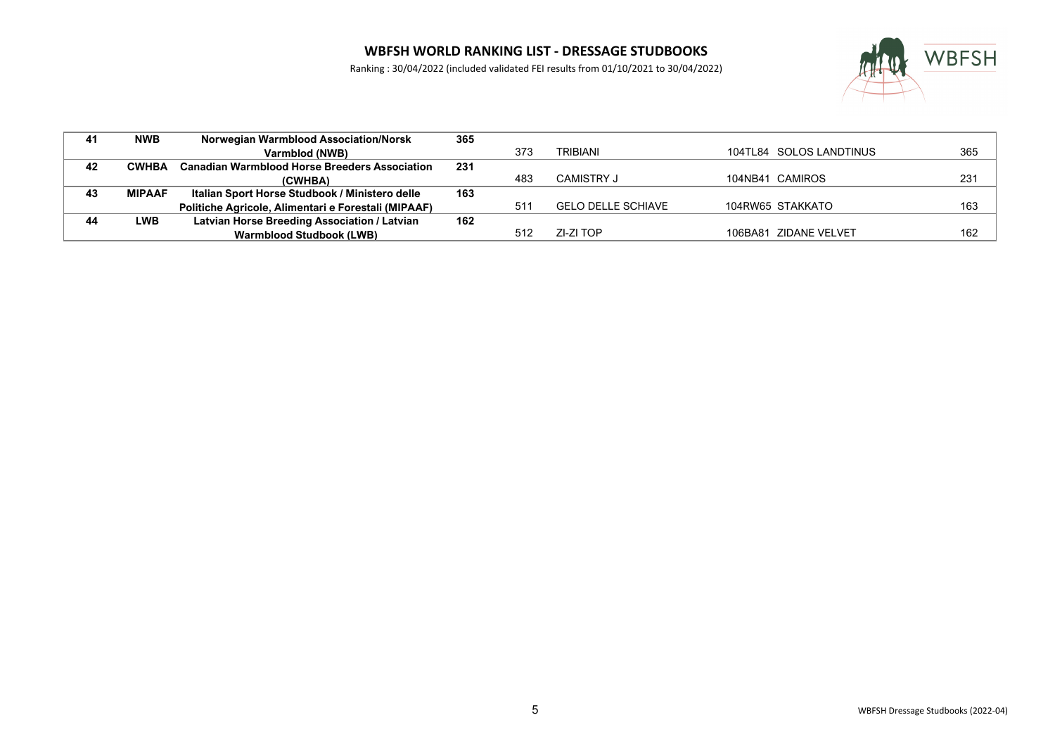# WBFSH WORLD RANKING LIST - DRESSAGE STUDBOOKS

Ranking : 30/04/2022 (included validated FEI results from 01/10/2021 to 30/04/2022)

| | | | | | | | |
|---|---|---|---|---|---|---|---|
| **41** | **NWB** | **Norwegian Warmblood Association/Norsk Varmblod (NWB)** | **365** | 373 | TRIBIANI | 104TL84 SOLOS LANDTINUS | 365 |
| **42** | **CWHBA** | **Canadian Warmblood Horse Breeders Association (CWHBA)** | **231** | 483 | CAMISTRY J | 104NB41 CAMIROS | 231 |
| **43** | **MIPAAF** | **Italian Sport Horse Studbook / Ministero delle Politiche Agricole, Alimentari e Forestali (MIPAAF)** | **163** | 511 | GELO DELLE SCHIAVE | 104RW65 STAKKATO | 163 |
| **44** | **LWB** | **Latvian Horse Breeding Association / Latvian Warmblood Studbook (LWB)** | **162** | 512 | ZI-ZI TOP | 106BA81 ZIDANE VELVET | 162 |